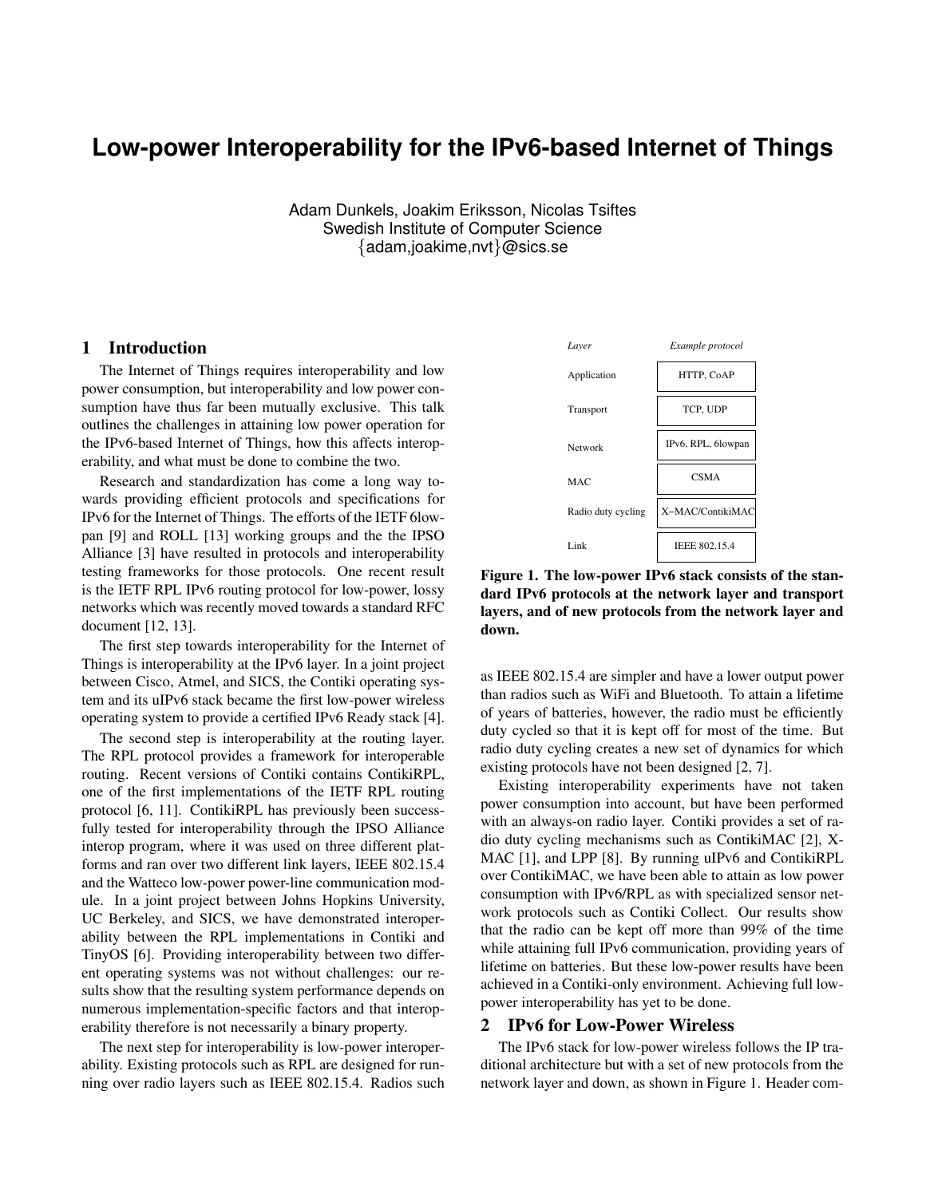# Low-power Interoperability for the IPv6-based Internet of Things

Adam Dunkels, Joakim Eriksson, Nicolas Tsiftes
Swedish Institute of Computer Science
{adam,joakime,nvt}@sics.se

## 1 Introduction

The Internet of Things requires interoperability and low power consumption, but interoperability and low power consumption have thus far been mutually exclusive. This talk outlines the challenges in attaining low power operation for the IPv6-based Internet of Things, how this affects interoperability, and what must be done to combine the two.

Research and standardization has come a long way towards providing efficient protocols and specifications for IPv6 for the Internet of Things. The efforts of the IETF 6lowpan [9] and ROLL [13] working groups and the the IPSO Alliance [3] have resulted in protocols and interoperability testing frameworks for those protocols. One recent result is the IETF RPL IPv6 routing protocol for low-power, lossy networks which was recently moved towards a standard RFC document [12, 13].

The first step towards interoperability for the Internet of Things is interoperability at the IPv6 layer. In a joint project between Cisco, Atmel, and SICS, the Contiki operating system and its uIPv6 stack became the first low-power wireless operating system to provide a certified IPv6 Ready stack [4].

The second step is interoperability at the routing layer. The RPL protocol provides a framework for interoperable routing. Recent versions of Contiki contains ContikiRPL, one of the first implementations of the IETF RPL routing protocol [6, 11]. ContikiRPL has previously been successfully tested for interoperability through the IPSO Alliance interop program, where it was used on three different platforms and ran over two different link layers, IEEE 802.15.4 and the Watteco low-power power-line communication module. In a joint project between Johns Hopkins University, UC Berkeley, and SICS, we have demonstrated interoperability between the RPL implementations in Contiki and TinyOS [6]. Providing interoperability between two different operating systems was not without challenges: our results show that the resulting system performance depends on numerous implementation-specific factors and that interoperability therefore is not necessarily a binary property.

The next step for interoperability is low-power interoperability. Existing protocols such as RPL are designed for running over radio layers such as IEEE 802.15.4. Radios such as IEEE 802.15.4 are simpler and have a lower output power than radios such as WiFi and Bluetooth. To attain a lifetime of years of batteries, however, the radio must be efficiently duty cycled so that it is kept off for most of the time. But radio duty cycling creates a new set of dynamics for which existing protocols have not been designed [2, 7].

| *Layer* | *Example protocol* |
|---|---|
| Application | HTTP, CoAP |
| Transport | TCP, UDP |
| Network | IPv6, RPL, 6lowpan |
| MAC | CSMA |
| Radio duty cycling | X−MAC/ContikiMAC |
| Link | IEEE 802.15.4 |

**Figure 1. The low-power IPv6 stack consists of the standard IPv6 protocols at the network layer and transport layers, and of new protocols from the network layer and down.**

Existing interoperability experiments have not taken power consumption into account, but have been performed with an always-on radio layer. Contiki provides a set of radio duty cycling mechanisms such as ContikiMAC [2], X-MAC [1], and LPP [8]. By running uIPv6 and ContikiRPL over ContikiMAC, we have been able to attain as low power consumption with IPv6/RPL as with specialized sensor network protocols such as Contiki Collect. Our results show that the radio can be kept off more than 99% of the time while attaining full IPv6 communication, providing years of lifetime on batteries. But these low-power results have been achieved in a Contiki-only environment. Achieving full low-power interoperability has yet to be done.

## 2 IPv6 for Low-Power Wireless

The IPv6 stack for low-power wireless follows the IP traditional architecture but with a set of new protocols from the network layer and down, as shown in Figure 1. Header com-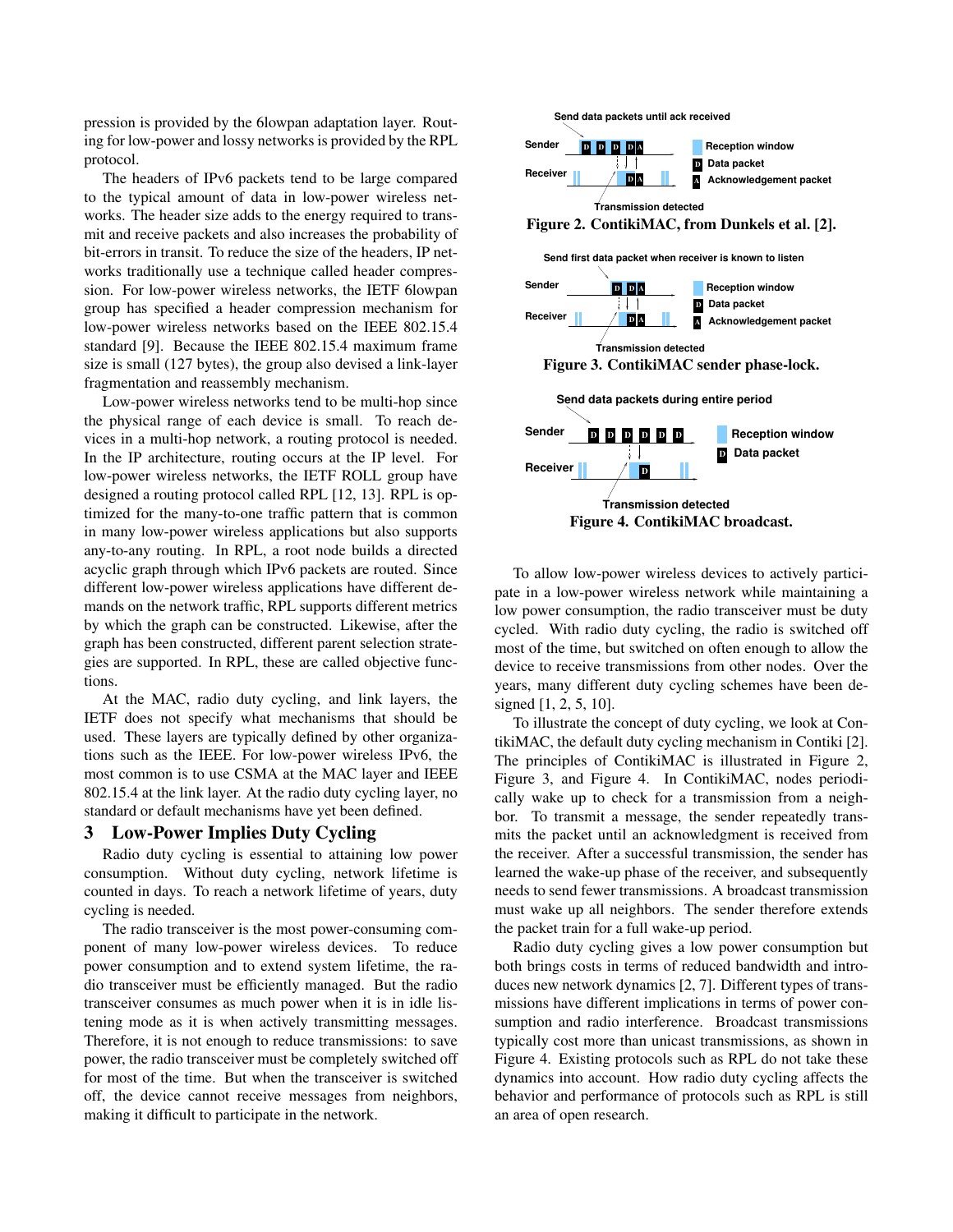pression is provided by the 6lowpan adaptation layer. Routing for low-power and lossy networks is provided by the RPL protocol.

The headers of IPv6 packets tend to be large compared to the typical amount of data in low-power wireless networks. The header size adds to the energy required to transmit and receive packets and also increases the probability of bit-errors in transit. To reduce the size of the headers, IP networks traditionally use a technique called header compression. For low-power wireless networks, the IETF 6lowpan group has specified a header compression mechanism for low-power wireless networks based on the IEEE 802.15.4 standard [9]. Because the IEEE 802.15.4 maximum frame size is small (127 bytes), the group also devised a link-layer fragmentation and reassembly mechanism.

Low-power wireless networks tend to be multi-hop since the physical range of each device is small. To reach devices in a multi-hop network, a routing protocol is needed. In the IP architecture, routing occurs at the IP level. For low-power wireless networks, the IETF ROLL group have designed a routing protocol called RPL [12, 13]. RPL is optimized for the many-to-one traffic pattern that is common in many low-power wireless applications but also supports any-to-any routing. In RPL, a root node builds a directed acyclic graph through which IPv6 packets are routed. Since different low-power wireless applications have different demands on the network traffic, RPL supports different metrics by which the graph can be constructed. Likewise, after the graph has been constructed, different parent selection strategies are supported. In RPL, these are called objective functions.

At the MAC, radio duty cycling, and link layers, the IETF does not specify what mechanisms that should be used. These layers are typically defined by other organizations such as the IEEE. For low-power wireless IPv6, the most common is to use CSMA at the MAC layer and IEEE 802.15.4 at the link layer. At the radio duty cycling layer, no standard or default mechanisms have yet been defined.

## 3 Low-Power Implies Duty Cycling

Radio duty cycling is essential to attaining low power consumption. Without duty cycling, network lifetime is counted in days. To reach a network lifetime of years, duty cycling is needed.

The radio transceiver is the most power-consuming component of many low-power wireless devices. To reduce power consumption and to extend system lifetime, the radio transceiver must be efficiently managed. But the radio transceiver consumes as much power when it is in idle listening mode as it is when actively transmitting messages. Therefore, it is not enough to reduce transmissions: to save power, the radio transceiver must be completely switched off for most of the time. But when the transceiver is switched off, the device cannot receive messages from neighbors, making it difficult to participate in the network.

**Figure 2. ContikiMAC, from Dunkels et al. [2].**

**Figure 3. ContikiMAC sender phase-lock.**

**Figure 4. ContikiMAC broadcast.**

To allow low-power wireless devices to actively participate in a low-power wireless network while maintaining a low power consumption, the radio transceiver must be duty cycled. With radio duty cycling, the radio is switched off most of the time, but switched on often enough to allow the device to receive transmissions from other nodes. Over the years, many different duty cycling schemes have been designed [1, 2, 5, 10].

To illustrate the concept of duty cycling, we look at ContikiMAC, the default duty cycling mechanism in Contiki [2]. The principles of ContikiMAC is illustrated in Figure 2, Figure 3, and Figure 4. In ContikiMAC, nodes periodically wake up to check for a transmission from a neighbor. To transmit a message, the sender repeatedly transmits the packet until an acknowledgment is received from the receiver. After a successful transmission, the sender has learned the wake-up phase of the receiver, and subsequently needs to send fewer transmissions. A broadcast transmission must wake up all neighbors. The sender therefore extends the packet train for a full wake-up period.

Radio duty cycling gives a low power consumption but both brings costs in terms of reduced bandwidth and introduces new network dynamics [2, 7]. Different types of transmissions have different implications in terms of power consumption and radio interference. Broadcast transmissions typically cost more than unicast transmissions, as shown in Figure 4. Existing protocols such as RPL do not take these dynamics into account. How radio duty cycling affects the behavior and performance of protocols such as RPL is still an area of open research.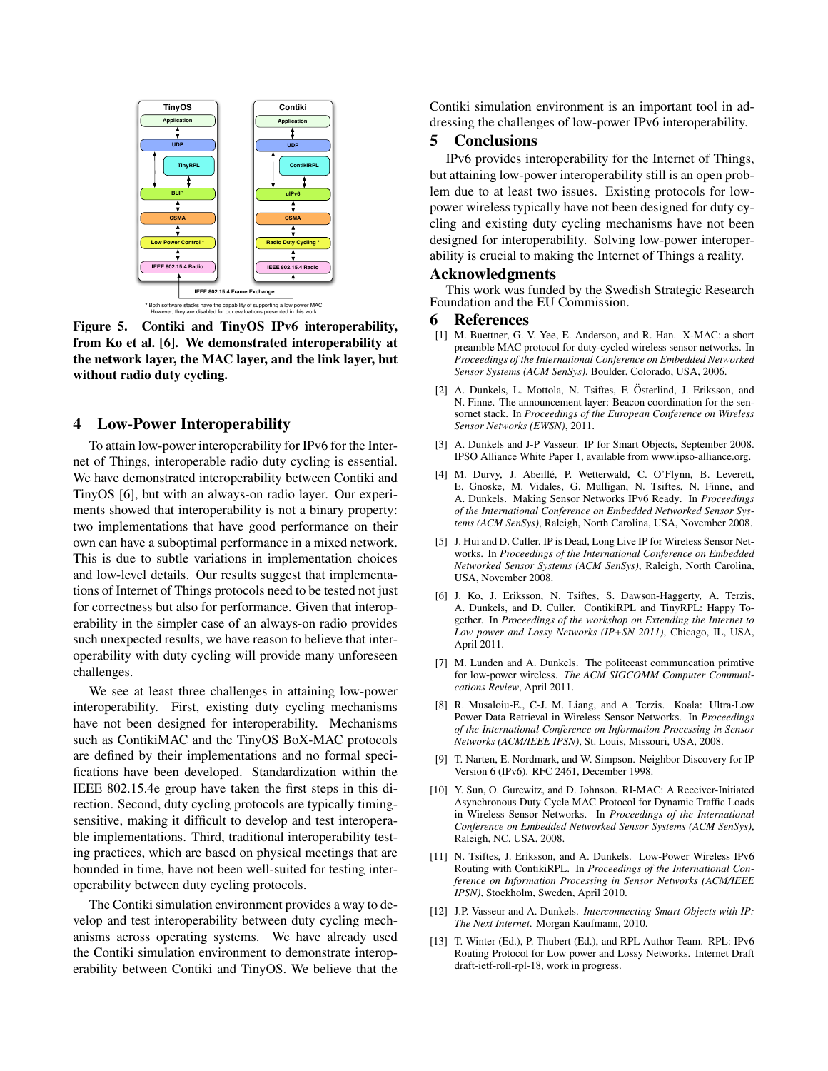TinyOS

Application

UDP

TinyRPL

BLIP

CSMA

Low Power Control *

IEEE 802.15.4 Radio

Contiki

Application

UDP

ContikiRPL

uIPv6

CSMA

Radio Duty Cycling *

IEEE 802.15.4 Radio

IEEE 802.15.4 Frame Exchange

* Both software stacks have the capability of supporting a low power MAC. However, they are disabled for our evaluations presented in this work.

**Figure 5. Contiki and TinyOS IPv6 interoperability, from Ko et al. [6]. We demonstrated interoperability at the network layer, the MAC layer, and the link layer, but without radio duty cycling.**

## 4 Low-Power Interoperability

To attain low-power interoperability for IPv6 for the Internet of Things, interoperable radio duty cycling is essential. We have demonstrated interoperability between Contiki and TinyOS [6], but with an always-on radio layer. Our experiments showed that interoperability is not a binary property: two implementations that have good performance on their own can have a suboptimal performance in a mixed network. This is due to subtle variations in implementation choices and low-level details. Our results suggest that implementations of Internet of Things protocols need to be tested not just for correctness but also for performance. Given that interoperability in the simpler case of an always-on radio provides such unexpected results, we have reason to believe that interoperability with duty cycling will provide many unforeseen challenges.

We see at least three challenges in attaining low-power interoperability. First, existing duty cycling mechanisms have not been designed for interoperability. Mechanisms such as ContikiMAC and the TinyOS BoX-MAC protocols are defined by their implementations and no formal specifications have been developed. Standardization within the IEEE 802.15.4e group have taken the first steps in this direction. Second, duty cycling protocols are typically timing-sensitive, making it difficult to develop and test interoperable implementations. Third, traditional interoperability testing practices, which are based on physical meetings that are bounded in time, have not been well-suited for testing interoperability between duty cycling protocols.

The Contiki simulation environment provides a way to develop and test interoperability between duty cycling mechanisms across operating systems. We have already used the Contiki simulation environment to demonstrate interoperability between Contiki and TinyOS. We believe that the Contiki simulation environment is an important tool in addressing the challenges of low-power IPv6 interoperability.

## 5 Conclusions

IPv6 provides interoperability for the Internet of Things, but attaining low-power interoperability still is an open problem due to at least two issues. Existing protocols for low-power wireless typically have not been designed for duty cycling and existing duty cycling mechanisms have not been designed for interoperability. Solving low-power interoperability is crucial to making the Internet of Things a reality.

## Acknowledgments

This work was funded by the Swedish Strategic Research Foundation and the EU Commission.

## 6 References

[1] M. Buettner, G. V. Yee, E. Anderson, and R. Han. X-MAC: a short preamble MAC protocol for duty-cycled wireless sensor networks. In *Proceedings of the International Conference on Embedded Networked Sensor Systems (ACM SenSys)*, Boulder, Colorado, USA, 2006.

[2] A. Dunkels, L. Mottola, N. Tsiftes, F. Österlind, J. Eriksson, and N. Finne. The announcement layer: Beacon coordination for the sensornet stack. In *Proceedings of the European Conference on Wireless Sensor Networks (EWSN)*, 2011.

[3] A. Dunkels and J-P Vasseur. IP for Smart Objects, September 2008. IPSO Alliance White Paper 1, available from www.ipso-alliance.org.

[4] M. Durvy, J. Abeillé, P. Wetterwald, C. O'Flynn, B. Leverett, E. Gnoske, M. Vidales, G. Mulligan, N. Tsiftes, N. Finne, and A. Dunkels. Making Sensor Networks IPv6 Ready. In *Proceedings of the International Conference on Embedded Networked Sensor Systems (ACM SenSys)*, Raleigh, North Carolina, USA, November 2008.

[5] J. Hui and D. Culler. IP is Dead, Long Live IP for Wireless Sensor Networks. In *Proceedings of the International Conference on Embedded Networked Sensor Systems (ACM SenSys)*, Raleigh, North Carolina, USA, November 2008.

[6] J. Ko, J. Eriksson, N. Tsiftes, S. Dawson-Haggerty, A. Terzis, A. Dunkels, and D. Culler. ContikiRPL and TinyRPL: Happy Together. In *Proceedings of the workshop on Extending the Internet to Low power and Lossy Networks (IP+SN 2011)*, Chicago, IL, USA, April 2011.

[7] M. Lunden and A. Dunkels. The politecast communcation primtive for low-power wireless. *The ACM SIGCOMM Computer Communications Review*, April 2011.

[8] R. Musaloiu-E., C-J. M. Liang, and A. Terzis. Koala: Ultra-Low Power Data Retrieval in Wireless Sensor Networks. In *Proceedings of the International Conference on Information Processing in Sensor Networks (ACM/IEEE IPSN)*, St. Louis, Missouri, USA, 2008.

[9] T. Narten, E. Nordmark, and W. Simpson. Neighbor Discovery for IP Version 6 (IPv6). RFC 2461, December 1998.

[10] Y. Sun, O. Gurewitz, and D. Johnson. RI-MAC: A Receiver-Initiated Asynchronous Duty Cycle MAC Protocol for Dynamic Traffic Loads in Wireless Sensor Networks. In *Proceedings of the International Conference on Embedded Networked Sensor Systems (ACM SenSys)*, Raleigh, NC, USA, 2008.

[11] N. Tsiftes, J. Eriksson, and A. Dunkels. Low-Power Wireless IPv6 Routing with ContikiRPL. In *Proceedings of the International Conference on Information Processing in Sensor Networks (ACM/IEEE IPSN)*, Stockholm, Sweden, April 2010.

[12] J.P. Vasseur and A. Dunkels. *Interconnecting Smart Objects with IP: The Next Internet*. Morgan Kaufmann, 2010.

[13] T. Winter (Ed.), P. Thubert (Ed.), and RPL Author Team. RPL: IPv6 Routing Protocol for Low power and Lossy Networks. Internet Draft draft-ietf-roll-rpl-18, work in progress.